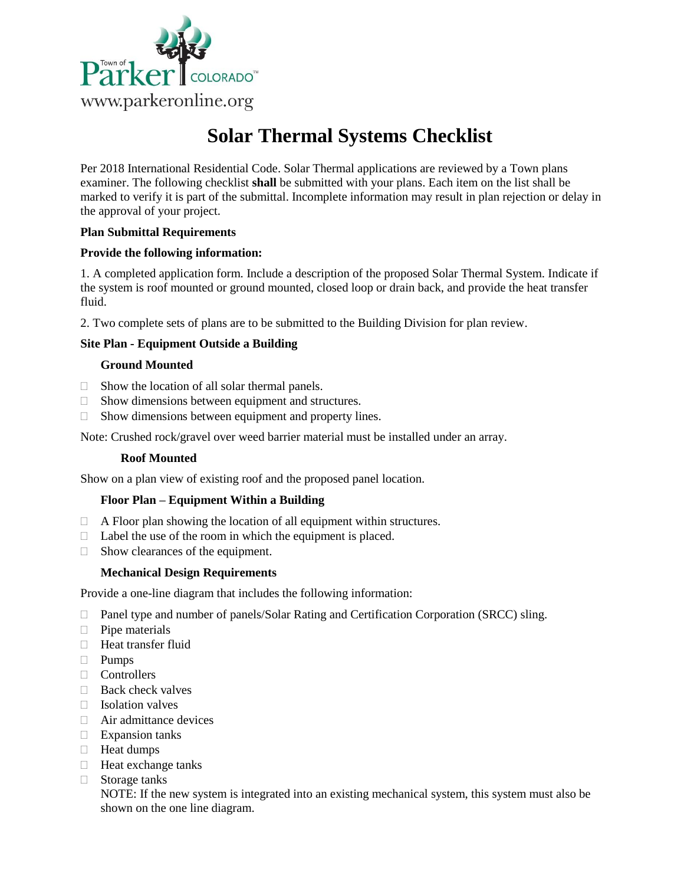Town of Parker COLORADO™
www.parkeronline.org

# Solar Thermal Systems Checklist

Per 2018 International Residential Code. Solar Thermal applications are reviewed by a Town plans examiner. The following checklist **shall** be submitted with your plans. Each item on the list shall be marked to verify it is part of the submittal. Incomplete information may result in plan rejection or delay in the approval of your project.

**Plan Submittal Requirements**

**Provide the following information:**

1. A completed application form. Include a description of the proposed Solar Thermal System. Indicate if the system is roof mounted or ground mounted, closed loop or drain back, and provide the heat transfer fluid.

2. Two complete sets of plans are to be submitted to the Building Division for plan review.

**Site Plan - Equipment Outside a Building**

**Ground Mounted**

- ☐ Show the location of all solar thermal panels.
- ☐ Show dimensions between equipment and structures.
- ☐ Show dimensions between equipment and property lines.

Note: Crushed rock/gravel over weed barrier material must be installed under an array.

**Roof Mounted**

Show on a plan view of existing roof and the proposed panel location.

**Floor Plan – Equipment Within a Building**

- ☐ A Floor plan showing the location of all equipment within structures.
- ☐ Label the use of the room in which the equipment is placed.
- ☐ Show clearances of the equipment.

**Mechanical Design Requirements**

Provide a one-line diagram that includes the following information:

- ☐ Panel type and number of panels/Solar Rating and Certification Corporation (SRCC) sling.
- ☐ Pipe materials
- ☐ Heat transfer fluid
- ☐ Pumps
- ☐ Controllers
- ☐ Back check valves
- ☐ Isolation valves
- ☐ Air admittance devices
- ☐ Expansion tanks
- ☐ Heat dumps
- ☐ Heat exchange tanks
- ☐ Storage tanks

NOTE: If the new system is integrated into an existing mechanical system, this system must also be shown on the one line diagram.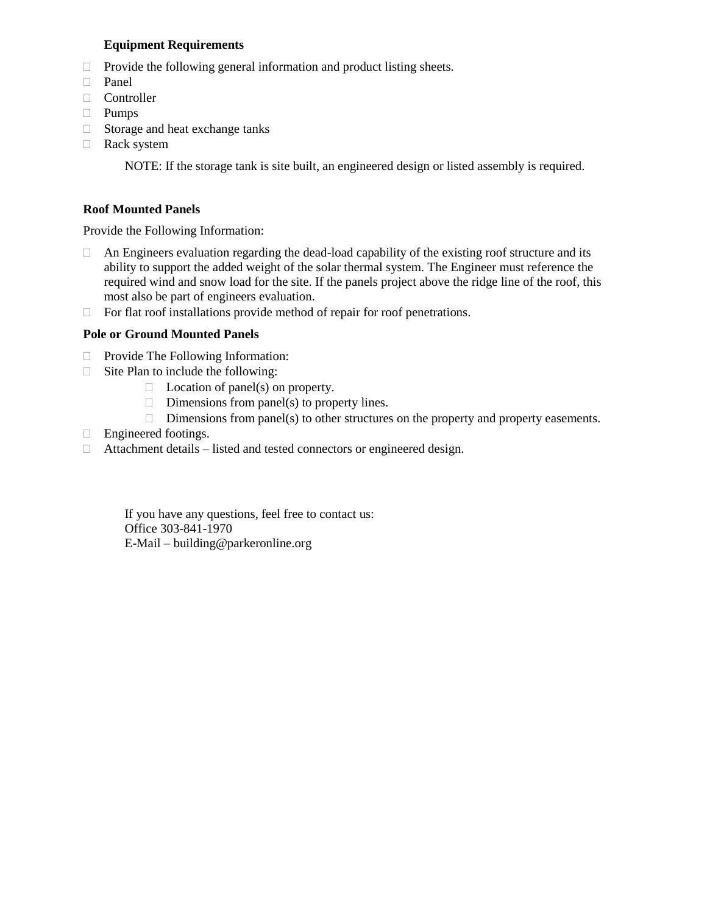**Equipment Requirements**

- Provide the following general information and product listing sheets.
- Panel
- Controller
- Pumps
- Storage and heat exchange tanks
- Rack system

NOTE: If the storage tank is site built, an engineered design or listed assembly is required.

**Roof Mounted Panels**

Provide the Following Information:

- An Engineers evaluation regarding the dead-load capability of the existing roof structure and its ability to support the added weight of the solar thermal system. The Engineer must reference the required wind and snow load for the site. If the panels project above the ridge line of the roof, this most also be part of engineers evaluation.
- For flat roof installations provide method of repair for roof penetrations.

**Pole or Ground Mounted Panels**

- Provide The Following Information:
- Site Plan to include the following:
  - Location of panel(s) on property.
  - Dimensions from panel(s) to property lines.
  - Dimensions from panel(s) to other structures on the property and property easements.
- Engineered footings.
- Attachment details – listed and tested connectors or engineered design.

If you have any questions, feel free to contact us:
Office 303-841-1970
E-Mail – building@parkeronline.org